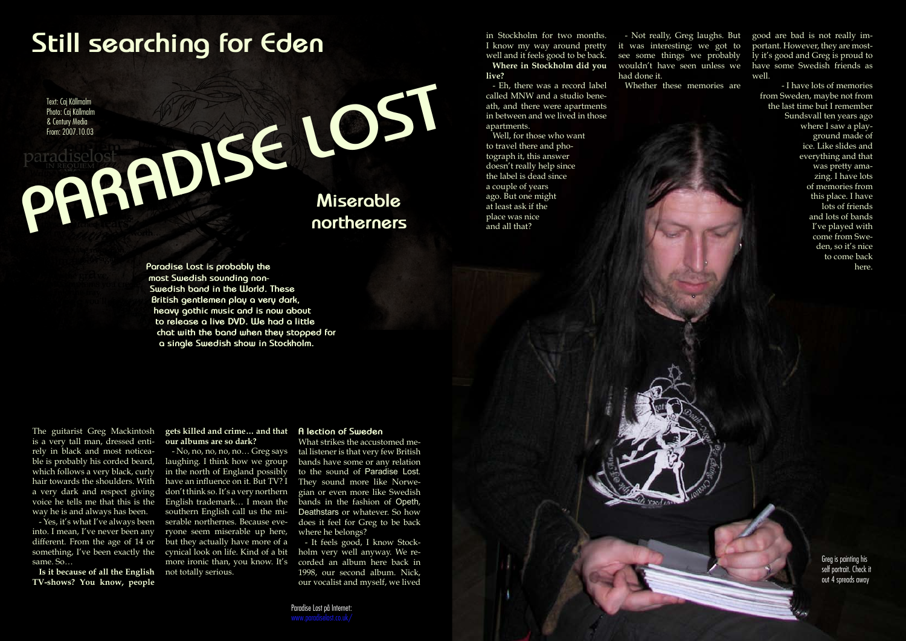# Still searching for Eden

Text: Caj Källmalm
Photo: Caj Källmalm
& Century Media
From: 2007.10.03

# PARADISE LOST

## Miserable northerners

**Paradise Lost is probably the most Swedish sounding non-Swedish band in the World. These British gentlemen play a very dark, heavy gothic music and is now about to release a live DVD. We had a little chat with the band when they stopped for a single Swedish show in Stockholm.**

The guitarist Greg Mackintosh is a very tall man, dressed entirely in black and most noticeable is probably his corded beard, which follows a very black, curly hair towards the shoulders. With a very dark and respect giving voice he tells me that this is the way he is and always has been.

- Yes, it's what I've always been into. I mean, I've never been any different. From the age of 14 or something, I've been exactly the same. So…

**Is it because of all the English TV-shows? You know, people gets killed and crime… and that our albums are so dark?**

- No, no, no, no, no… Greg says laughing. I think how we group in the north of England possibly have an influence on it. But TV? I don't think so. It's a very northern English trademark… I mean the southern English call us the miserable northernes. Because everyone seem miserable up here, but they actually have more of a cynical look on life. Kind of a bit more ironic than, you know. It's not totally serious.

### A lection of Sweden

What strikes the accustomed metal listener is that very few British bands have some or any relation to the sound of Paradise Lost. They sound more like Norwegian or even more like Swedish bands in the fashion of Opeth, Deathstars or whatever. So how does it feel for Greg to be back where he belongs?

- It feels good, I know Stockholm very well anyway. We recorded an album here back in 1998, our second album. Nick, our vocalist and myself, we lived in Stockholm for two months. I know my way around pretty well and it feels good to be back.

**Where in Stockholm did you live?**

- Eh, there was a record label called MNW and a studio beneath, and there were apartments in between and we lived in those apartments.

Well, for those who want to travel there and photograph it, this answer doesn't really help since the label is dead since a couple of years ago. But one might at least ask if the place was nice and all that?

- Not really, Greg laughs. But it was interesting; we got to see some things we probably wouldn't have seen unless we had done it.

Whether these memories are good are bad is not really important. However, they are mostly it's good and Greg is proud to have some Swedish friends as well.

- I have lots of memories from Sweden, maybe not from the last time but I remember Sundsvall ten years ago where I saw a playground made of ice. Like slides and everything and that was pretty amazing. I have lots of memories from this place. I have lots of friends and lots of bands I've played with come from Sweden, so it's nice to come back here.

Greg is painting his self portrait. Check it out 4 spreads away

Paradise Lost på Internet:
www.paradiselost.co.uk/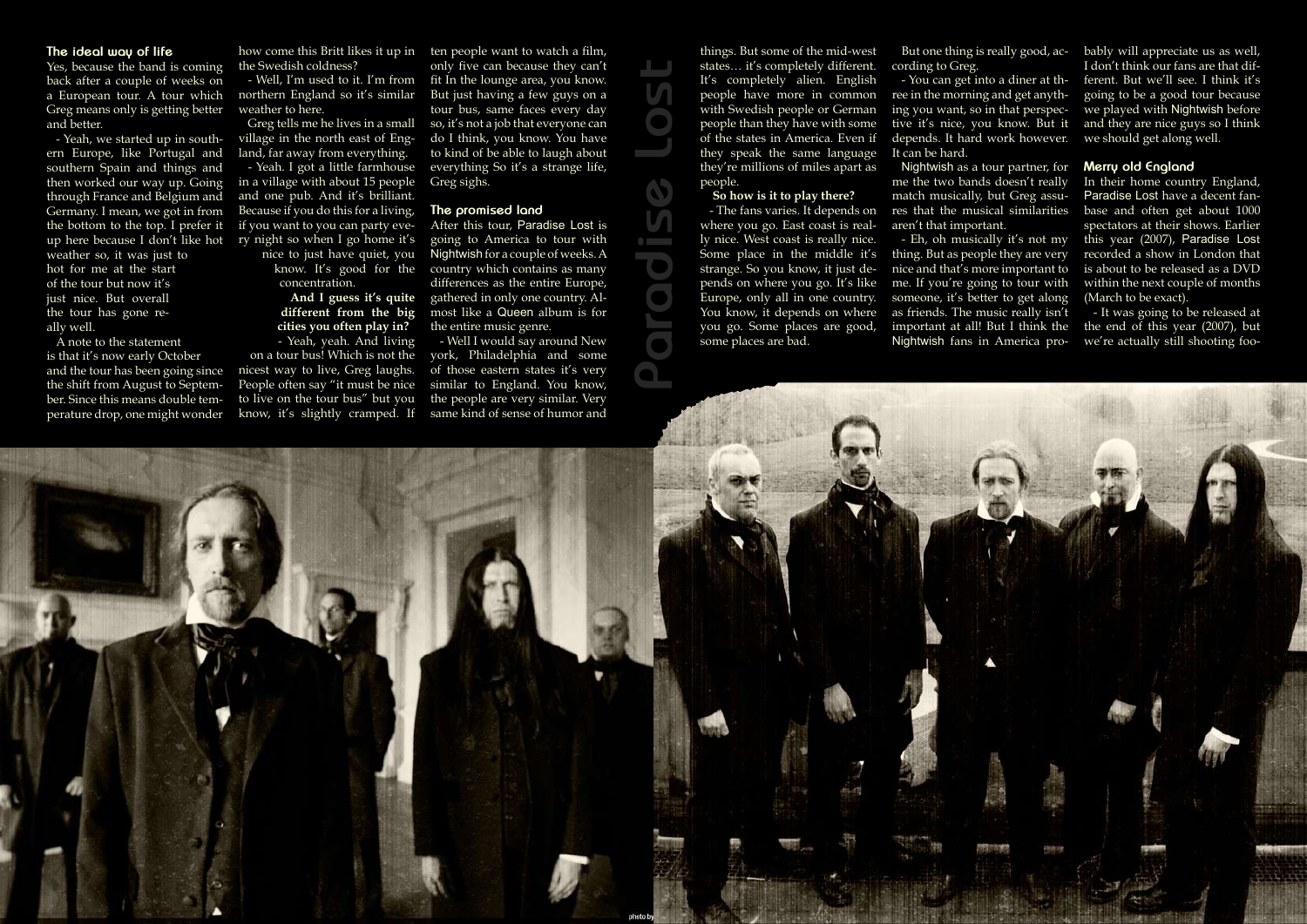## The ideal way of life

Yes, because the band is coming back after a couple of weeks on a European tour. A tour which Greg means only is getting better and better.

- Yeah, we started up in southern Europe, like Portugal and southern Spain and things and then worked our way up. Going through France and Belgium and Germany. I mean, we got in from the bottom to the top. I prefer it up here because I don't like hot weather so, it was just to hot for me at the start of the tour but now it's just nice. But overall the tour has gone really well.

A note to the statement is that it's now early October and the tour has been going since the shift from August to September. Since this means double temperature drop, one might wonder how come this Britt likes it up in the Swedish coldness?

- Well, I'm used to it. I'm from northern England so it's similar weather to here.

Greg tells me he lives in a small village in the north east of England, far away from everything.

- Yeah. I got a little farmhouse in a village with about 15 people and one pub. And it's brilliant. Because if you do this for a living, if you want to you can party every night so when I go home it's nice to just have quiet, you know. It's good for the concentration.

**And I guess it's quite different from the big cities you often play in?**

- Yeah, yeah. And living on a tour bus! Which is not the nicest way to live, Greg laughs. People often say "it must be nice to live on the tour bus" but you know, it's slightly cramped. If ten people want to watch a film, only five can because they can't fit In the lounge area, you know. But just having a few guys on a tour bus, same faces every day so, it's not a job that everyone can do I think, you know. You have to kind of be able to laugh about everything So it's a strange life, Greg sighs.

## The promised land

After this tour, Paradise Lost is going to America to tour with Nightwish for a couple of weeks. A country which contains as many differences as the entire Europe, gathered in only one country. Almost like a Queen album is for the entire music genre.

- Well I would say around New york, Philadelphia and some of those eastern states it's very similar to England. You know, the people are very similar. Very same kind of sense of humor and things. But some of the mid-west states… it's completely different. It's completely alien. English people have more in common with Swedish people or German people than they have with some of the states in America. Even if they speak the same language they're millions of miles apart as people.

**So how is it to play there?**

- The fans varies. It depends on where you go. East coast is really nice. West coast is really nice. Some place in the middle it's strange. So you know, it just depends on where you go. It's like Europe, only all in one country. You know, it depends on where you go. Some places are good, some places are bad.

But one thing is really good, according to Greg.

- You can get into a diner at three in the morning and get anything you want, so in that perspective it's nice, you know. But it depends. It hard work however. It can be hard.

Nightwish as a tour partner, for me the two bands doesn't really match musically, but Greg assures that the musical similarities aren't that important.

- Eh, oh musically it's not my thing. But as people they are very nice and that's more important to me. If you're going to tour with someone, it's better to get along as friends. The music really isn't important at all! But I think the Nightwish fans in America probably will appreciate us as well, I don't think our fans are that different. But we'll see. I think it's going to be a good tour because we played with Nightwish before and they are nice guys so I think we should get along well.

## Merry old England

In their home country England, Paradise Lost have a decent fanbase and often get about 1000 spectators at their shows. Earlier this year (2007), Paradise Lost recorded a show in London that is about to be released as a DVD within the next couple of months (March to be exact).

- It was going to be released at the end of this year (2007), but we're actually still shooting foo-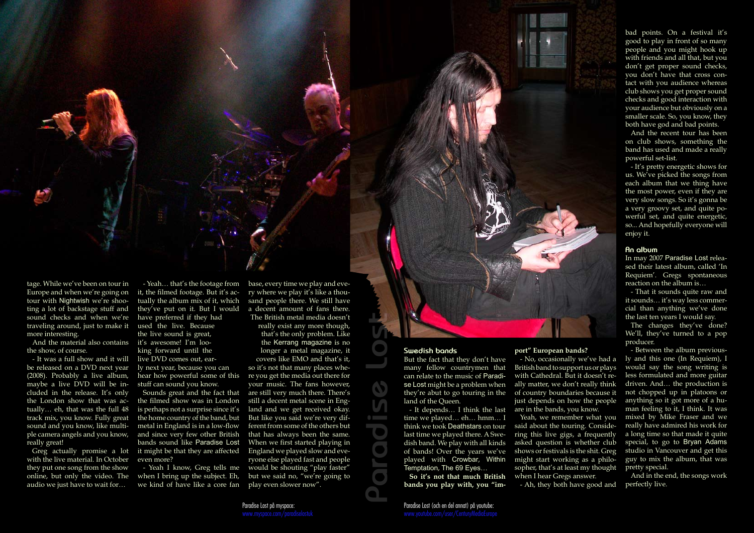tage. While we've been on tour in Europe and when we're going on tour with Nightwish we're shooting a lot of backstage stuff and sound checks and when we're traveling around, just to make it more interesting.

And the material also contains the show, of course.

- It was a full show and it will be released on a DVD next year (2008). Probably a live album, maybe a live DVD will be included in the release. It's only the London show that was actually… eh, that was the full 48 track mix, you know. Fully great sound and you know, like multiple camera angels and you know, really great!

Greg actually promise a lot with the live material. In October they put one song from the show online, but only the video. The audio we just have to wait for…

- Yeah… that's the footage from it, the filmed footage. But it's actually the album mix of it, which they've put on it. But I would have preferred if they had used the live. Because the live sound is great, it's awesome! I'm looking forward until the live DVD comes out, early next year, because you can hear how powerful some of this stuff can sound you know.

Sounds great and the fact that the filmed show was in London is perhaps not a surprise since it's the home country of the band, but metal in England is in a low-flow and since very few other British bands sound like Paradise Lost it might be that they are affected even more?

- Yeah I know, Greg tells me when I bring up the subject. Eh, we kind of have like a core fan base, every time we play and every where we play it's like a thousand people there. We still have a decent amount of fans there. The British metal media doesn't really exist any more though, that's the only problem. Like the Kerrang magazine is no longer a metal magazine, it covers like EMO and that's it, so it's not that many places where you get the media out there for your music. The fans however, are still very much there. There's still a decent metal scene in England. But like you said we're very different from some of the others but that has always been the same. When we first started playing in England we played slow and everyone else played fast and people would be shouting "play faster" but we said no, "we're going to play even slower now".

## Swedish bands

But the fact that they don't have many fellow countrymen that can relate to the music of Paradise Lost might be a problem when they're about to go touring in the land of the Queen.

- It depends… I think the last time we played… eh… hmm… I think we took Deathstars on tour last time we played there. A Swedish band. We play with all kinds of bands! Over the years we've played with Crowbar, Within Temptation, The 69 Eyes…

**So it's not that much British bands you play with, you "import" European bands?**

- No, occasionally we've had a British band to support us or plays with Cathedral. But it doesn't really matter, we don't really think of country boundaries because it just depends on how the people are in the bands, you know.

Yeah, we remember what you said about the touring. Considering this live gigs, a frequently asked question is whether club shows or festivals is the shit. Greg might start working as a philosopher, that's at least my thought when I hear Gregs answer.

- Ah, they both have good and bad points. On a festival it's good to play in front of so many people and you might hook up with friends and all that, but you don't get proper sound checks, you don't have that cross contact with you audience whereas club shows you get proper sound checks and good interaction with your audience but obviously on a smaller scale. So, you know, they both have god and bad points.

And the recent tour has been on club shows, something the band has used and made a really powerful set-list.

- It's pretty energetic shows for us. We've picked the songs from each album that we thing have the most power, even if they are very slow songs. So it's gonna be a very groovy set, and quite powerful set, and quite energetic, so... And hopefully everyone will enjoy it.

## An album

In may 2007 Paradise Lost released their latest album, called 'In Requiem'. Gregs spontaneous reaction on the album is…

- That it sounds quite raw and it sounds… it's way less commercial than anything we've done the last ten years I would say.

The changes they've done? We'll, they've turned to a pop producer.

- Between the album previously and this one (In Requiem), I would say the song writing is less formulated and more guitar driven. And… the production is not chopped up in platoons or anything so it got more of a human feeling to it, I think. It was mixed by Mike Fraser and we really have admired his work for a long time so that made it quite special, to go to Bryan Adams studio in Vancouver and get this guy to mix the album, that was pretty special.

And in the end, the songs work perfectly live.

Paradise Lost på myspace:
www.myspace.com/paradiselostuk

Paradise Lost (och en del annat) på youtube:
www.youtube.com/user/CenturyMediaEurope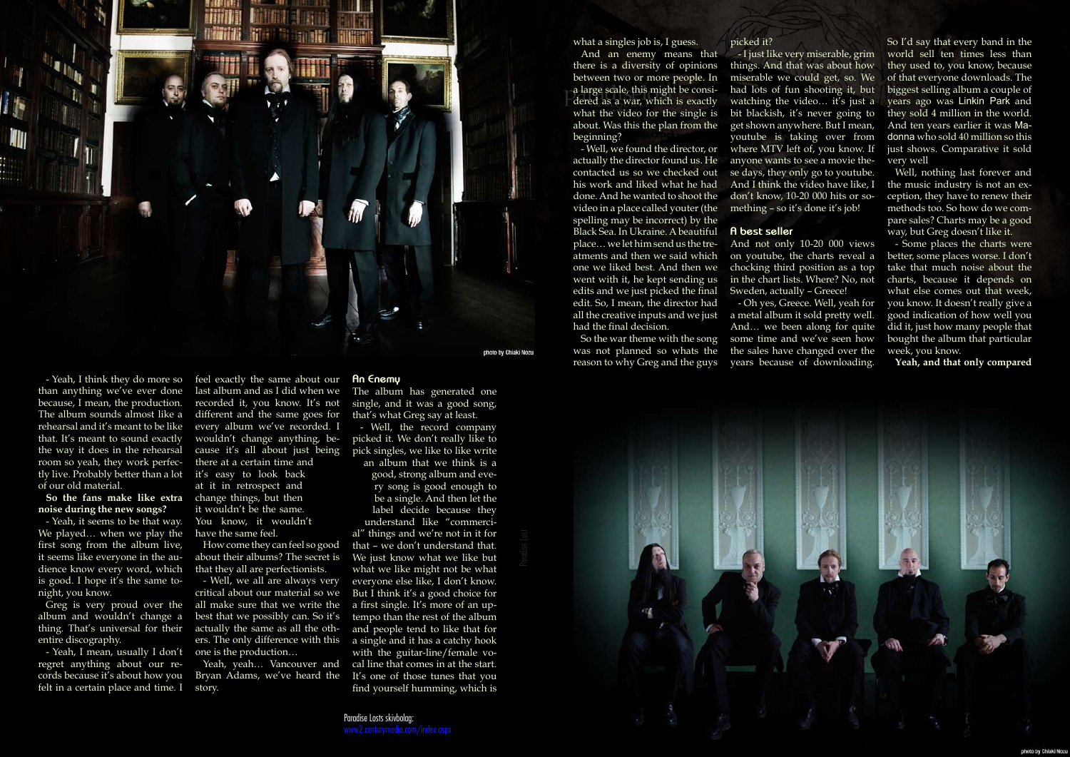- Yeah, I think they do more so than anything we've ever done because, I mean, the production. The album sounds almost like a rehearsal and it's meant to be like that. It's meant to sound exactly the way it does in the rehearsal room so yeah, they work perfectly live. Probably better than a lot of our old material.

**So the fans make like extra noise during the new songs?**

- Yeah, it seems to be that way. We played… when we play the first song from the album live, it seems like everyone in the audience know every word, which is good. I hope it's the same tonight, you know.

Greg is very proud over the album and wouldn't change a thing. That's universal for their entire discography.

- Yeah, I mean, usually I don't regret anything about our records because it's about how you felt in a certain place and time. I feel exactly the same about our last album and as I did when we recorded it, you know. It's not different and the same goes for every album we've recorded. I wouldn't change anything, because it's all about just being there at a certain time and it's easy to look back at it in retrospect and change things, but then it wouldn't be the same. You know, it wouldn't have the same feel.

How come they can feel so good about their albums? The secret is that they all are perfectionists.

- Well, we all are always very critical about our material so we all make sure that we write the best that we possibly can. So it's actually the same as all the others. The only difference with this one is the production…

Yeah, yeah… Vancouver and Bryan Adams, we've heard the story.

## An Enemy

The album has generated one single, and it was a good song, that's what Greg say at least.

- Well, the record company picked it. We don't really like to pick singles, we like to like write an album that we think is a good, strong album and every song is good enough to be a single. And then let the label decide because they understand like "commercial" things and we're not in it for that – we don't understand that. We just know what we like but what we like might not be what everyone else like, I don't know. But I think it's a good choice for a first single. It's more of an uptempo than the rest of the album and people tend to like that for a single and it has a catchy hook with the guitar-line/female vocal line that comes in at the start. It's one of those tunes that you find yourself humming, which is what a singles job is, I guess.

And an enemy means that there is a diversity of opinions between two or more people. In a large scale, this might be considered as a war, which is exactly what the video for the single is about. Was this the plan from the beginning?

- Well, we found the director, or actually the director found us. He contacted us so we checked out his work and liked what he had done. And he wanted to shoot the video in a place called youter (the spelling may be incorrect) by the Black Sea. In Ukraine. A beautiful place… we let him send us the treatments and then we said which one we liked best. And then we went with it, he kept sending us edits and we just picked the final edit. So, I mean, the director had all the creative inputs and we just had the final decision.

So the war theme with the song was not planned so whats the reason to why Greg and the guys picked it?

- I just like very miserable, grim things. And that was about how miserable we could get, so. We had lots of fun shooting it, but watching the video… it's just a bit blackish, it's never going to get shown anywhere. But I mean, youtube is taking over from where MTV left of, you know. If anyone wants to see a movie these days, they only go to youtube. And I think the video have like, I don't know, 10-20 000 hits or something – so it's done it's job!

## A best seller

And not only 10-20 000 views on youtube, the charts reveal a chocking third position as a top in the chart lists. Where? No, not Sweden, actually – Greece!

- Oh yes, Greece. Well, yeah for a metal album it sold pretty well. And… we been along for quite some time and we've seen how the sales have changed over the years because of downloading. So I'd say that every band in the world sell ten times less than they used to, you know, because of that everyone downloads. The biggest selling album a couple of years ago was Linkin Park and they sold 4 million in the world. And ten years earlier it was Madonna who sold 40 million so this just shows. Comparative it sold very well

Well, nothing last forever and the music industry is not an exception, they have to renew their methods too. So how do we compare sales? Charts may be a good way, but Greg doesn't like it.

- Some places the charts were better, some places worse. I don't take that much noise about the charts, because it depends on what else comes out that week, you know. It doesn't really give a good indication of how well you did it, just how many people that bought the album that particular week, you know.

**Yeah, and that only compared**

photo by Chiaki Nozu

Paradise Losts skivbolag:
www2.centurymedia.com/index.aspx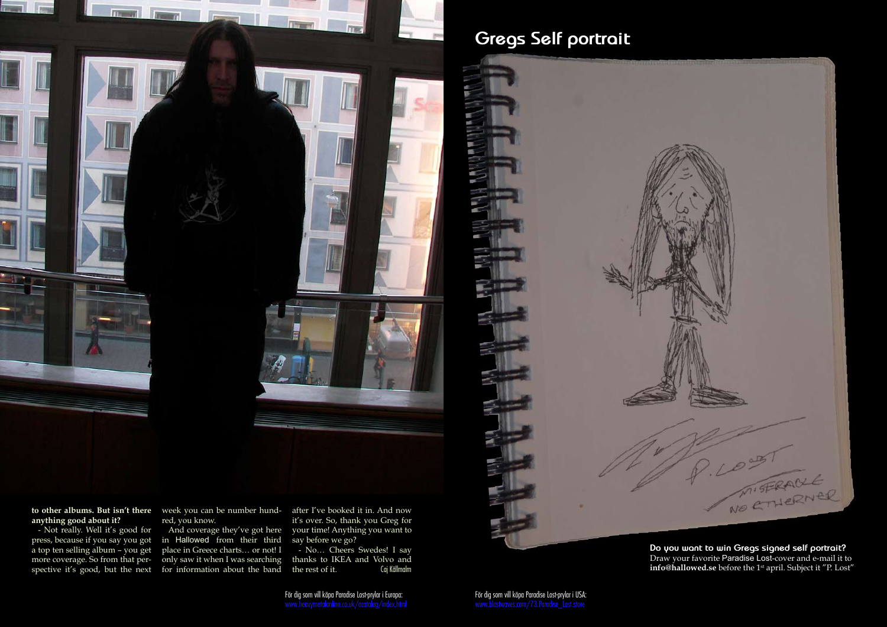**to other albums. But isn't there anything good about it?**

- Not really. Well it's good for press, because if you say you got a top ten selling album – you get more coverage. So from that perspective it's good, but the next week you can be number hundred, you know.

And coverage they've got here in Hallowed from their third place in Greece charts… or not! I only saw it when I was searching for information about the band after I've booked it in. And now it's over. So, thank you Greg for your time! Anything you want to say before we go?

- No… Cheers Swedes! I say thanks to IKEA and Volvo and the rest of it.

Caj Källmalm

## Gregs Self portrait

P. LOST
MISERABLE
NORTHERNER

**Do you want to win Gregs signed self portrait?**
Draw your favorite Paradise Lost-cover and e-mail it to **info@hallowed.se** before the 1st april. Subject it "P. Lost"

För dig som vill köpa Paradise Lost-prylar i Europa:
www.heavymetalonline.co.uk/ocatalog/index.html

För dig som vill köpa Paradise Lost-prylar i USA:
www.blastwaves.com/73.Paradise_Lost.store